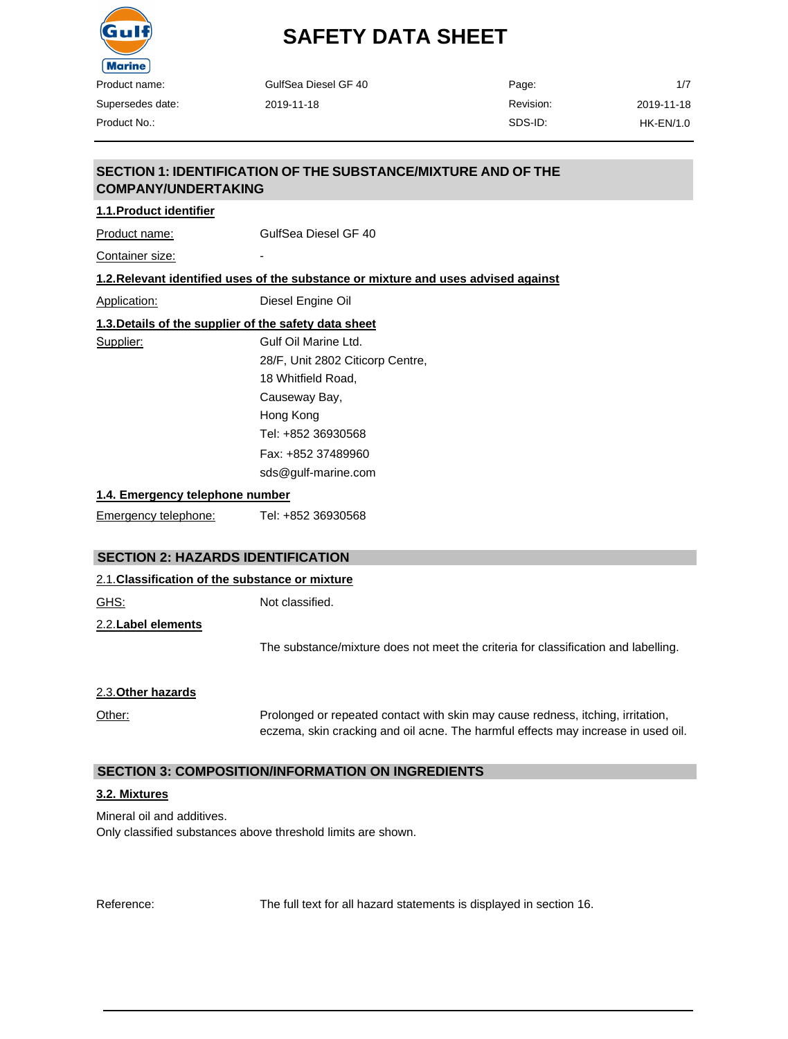# SAFETY DATA SHEET

| | | | |
|---|---|---|---|
| Product name: | GulfSea Diesel GF 40 | Page: | 1/7 |
| Supersedes date: | 2019-11-18 | Revision: | 2019-11-18 |
| Product No.: | | SDS-ID: | HK-EN/1.0 |

## SECTION 1: IDENTIFICATION OF THE SUBSTANCE/MIXTURE AND OF THE COMPANY/UNDERTAKING

### 1.1.Product identifier

Product name: GulfSea Diesel GF 40

Container size: -

### 1.2.Relevant identified uses of the substance or mixture and uses advised against

Application: Diesel Engine Oil

### 1.3.Details of the supplier of the safety data sheet

Supplier: Gulf Oil Marine Ltd.
28/F, Unit 2802 Citicorp Centre,
18 Whitfield Road,
Causeway Bay,
Hong Kong
Tel: +852 36930568
Fax: +852 37489960
sds@gulf-marine.com

### 1.4. Emergency telephone number

Emergency telephone: Tel: +852 36930568

## SECTION 2: HAZARDS IDENTIFICATION

### 2.1.Classification of the substance or mixture

GHS: Not classified.

### 2.2.Label elements

The substance/mixture does not meet the criteria for classification and labelling.

### 2.3.Other hazards

Other: Prolonged or repeated contact with skin may cause redness, itching, irritation, eczema, skin cracking and oil acne. The harmful effects may increase in used oil.

## SECTION 3: COMPOSITION/INFORMATION ON INGREDIENTS

### 3.2. Mixtures

Mineral oil and additives.
Only classified substances above threshold limits are shown.

Reference: The full text for all hazard statements is displayed in section 16.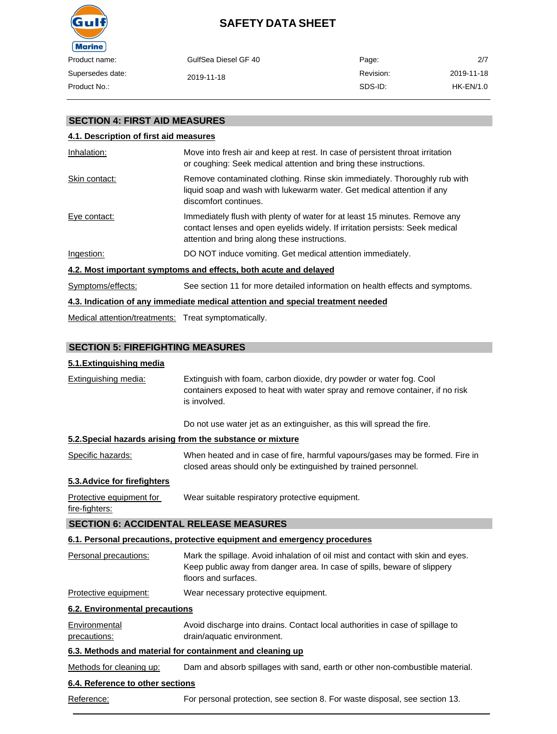## SECTION 4: FIRST AID MEASURES

### 4.1. Description of first aid measures

Inhalation: Move into fresh air and keep at rest. In case of persistent throat irritation or coughing: Seek medical attention and bring these instructions.

Skin contact: Remove contaminated clothing. Rinse skin immediately. Thoroughly rub with liquid soap and wash with lukewarm water. Get medical attention if any discomfort continues.

Eye contact: Immediately flush with plenty of water for at least 15 minutes. Remove any contact lenses and open eyelids widely. If irritation persists: Seek medical attention and bring along these instructions.

Ingestion: DO NOT induce vomiting. Get medical attention immediately.

### 4.2. Most important symptoms and effects, both acute and delayed

Symptoms/effects: See section 11 for more detailed information on health effects and symptoms.

### 4.3. Indication of any immediate medical attention and special treatment needed

Medical attention/treatments: Treat symptomatically.

## SECTION 5: FIREFIGHTING MEASURES

### 5.1.Extinguishing media

Extinguishing media: Extinguish with foam, carbon dioxide, dry powder or water fog. Cool containers exposed to heat with water spray and remove container, if no risk is involved.

Do not use water jet as an extinguisher, as this will spread the fire.

### 5.2.Special hazards arising from the substance or mixture

Specific hazards: When heated and in case of fire, harmful vapours/gases may be formed. Fire in closed areas should only be extinguished by trained personnel.

### 5.3.Advice for firefighters

Protective equipment for fire-fighters: Wear suitable respiratory protective equipment.

## SECTION 6: ACCIDENTAL RELEASE MEASURES

### 6.1. Personal precautions, protective equipment and emergency procedures

Personal precautions: Mark the spillage. Avoid inhalation of oil mist and contact with skin and eyes. Keep public away from danger area. In case of spills, beware of slippery floors and surfaces.

Protective equipment: Wear necessary protective equipment.

### 6.2. Environmental precautions

Environmental precautions: Avoid discharge into drains. Contact local authorities in case of spillage to drain/aquatic environment.

### 6.3. Methods and material for containment and cleaning up

Methods for cleaning up: Dam and absorb spillages with sand, earth or other non-combustible material.

### 6.4. Reference to other sections

Reference: For personal protection, see section 8. For waste disposal, see section 13.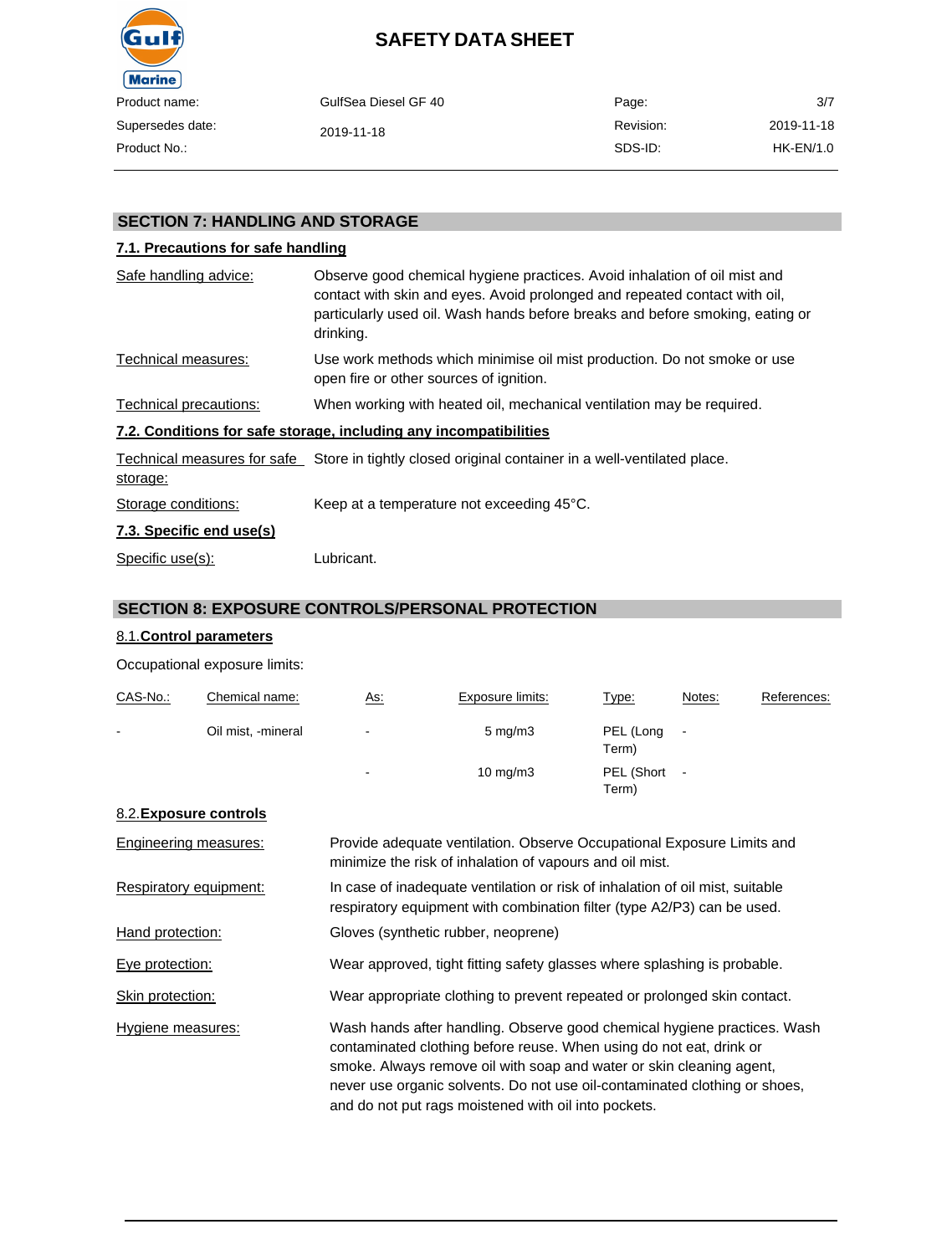## SECTION 7: HANDLING AND STORAGE

### 7.1. Precautions for safe handling

| | |
|---|---|
| Safe handling advice: | Observe good chemical hygiene practices. Avoid inhalation of oil mist and contact with skin and eyes. Avoid prolonged and repeated contact with oil, particularly used oil. Wash hands before breaks and before smoking, eating or drinking. |
| Technical measures: | Use work methods which minimise oil mist production. Do not smoke or use open fire or other sources of ignition. |
| Technical precautions: | When working with heated oil, mechanical ventilation may be required. |

### 7.2. Conditions for safe storage, including any incompatibilities

| | |
|---|---|
| Technical measures for safe storage: | Store in tightly closed original container in a well-ventilated place. |
| Storage conditions: | Keep at a temperature not exceeding 45°C. |

### 7.3. Specific end use(s)

| | |
|---|---|
| Specific use(s): | Lubricant. |

## SECTION 8: EXPOSURE CONTROLS/PERSONAL PROTECTION

### 8.1. Control parameters

Occupational exposure limits:

| CAS-No.: | Chemical name: | As: | Exposure limits: | Type: | Notes: | References: |
|---|---|---|---|---|---|---|
| - | Oil mist, -mineral | - | 5 mg/m3 | PEL (Long Term) | - | |
| | | - | 10 mg/m3 | PEL (Short Term) | - | |

### 8.2. Exposure controls

| | |
|---|---|
| Engineering measures: | Provide adequate ventilation. Observe Occupational Exposure Limits and minimize the risk of inhalation of vapours and oil mist. |
| Respiratory equipment: | In case of inadequate ventilation or risk of inhalation of oil mist, suitable respiratory equipment with combination filter (type A2/P3) can be used. |
| Hand protection: | Gloves (synthetic rubber, neoprene) |
| Eye protection: | Wear approved, tight fitting safety glasses where splashing is probable. |
| Skin protection: | Wear appropriate clothing to prevent repeated or prolonged skin contact. |
| Hygiene measures: | Wash hands after handling. Observe good chemical hygiene practices. Wash contaminated clothing before reuse. When using do not eat, drink or smoke. Always remove oil with soap and water or skin cleaning agent, never use organic solvents. Do not use oil-contaminated clothing or shoes, and do not put rags moistened with oil into pockets. |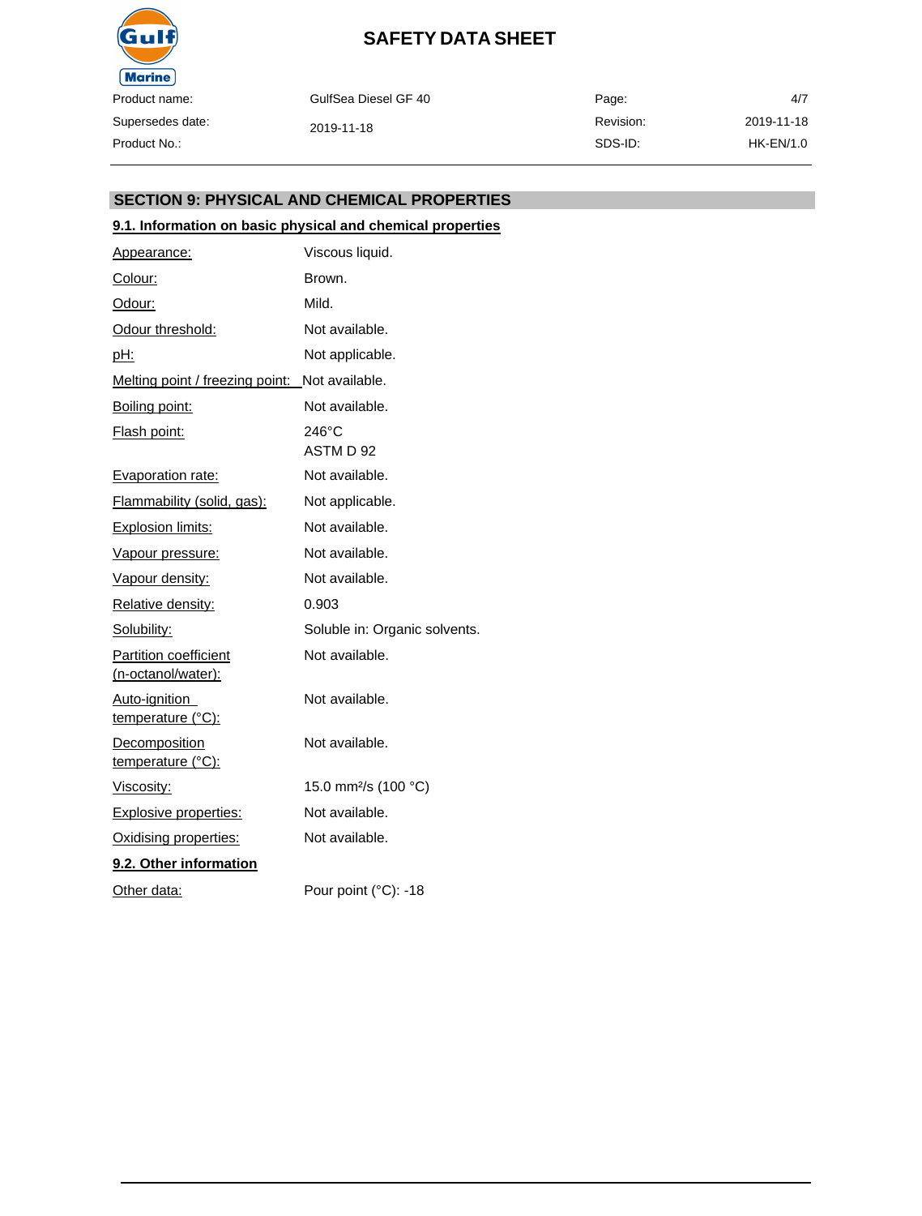## SECTION 9: PHYSICAL AND CHEMICAL PROPERTIES

### 9.1. Information on basic physical and chemical properties

| Property | Value |
|---|---|
| Appearance: | Viscous liquid. |
| Colour: | Brown. |
| Odour: | Mild. |
| Odour threshold: | Not available. |
| pH: | Not applicable. |
| Melting point / freezing point: | Not available. |
| Boiling point: | Not available. |
| Flash point: | 246°C<br>ASTM D 92 |
| Evaporation rate: | Not available. |
| Flammability (solid, gas): | Not applicable. |
| Explosion limits: | Not available. |
| Vapour pressure: | Not available. |
| Vapour density: | Not available. |
| Relative density: | 0.903 |
| Solubility: | Soluble in: Organic solvents. |
| Partition coefficient (n-octanol/water): | Not available. |
| Auto-ignition temperature (°C): | Not available. |
| Decomposition temperature (°C): | Not available. |
| Viscosity: | 15.0 $mm^2/s$ (100 °C) |
| Explosive properties: | Not available. |
| Oxidising properties: | Not available. |

### 9.2. Other information

| Property | Value |
|---|---|
| Other data: | Pour point (°C): -18 |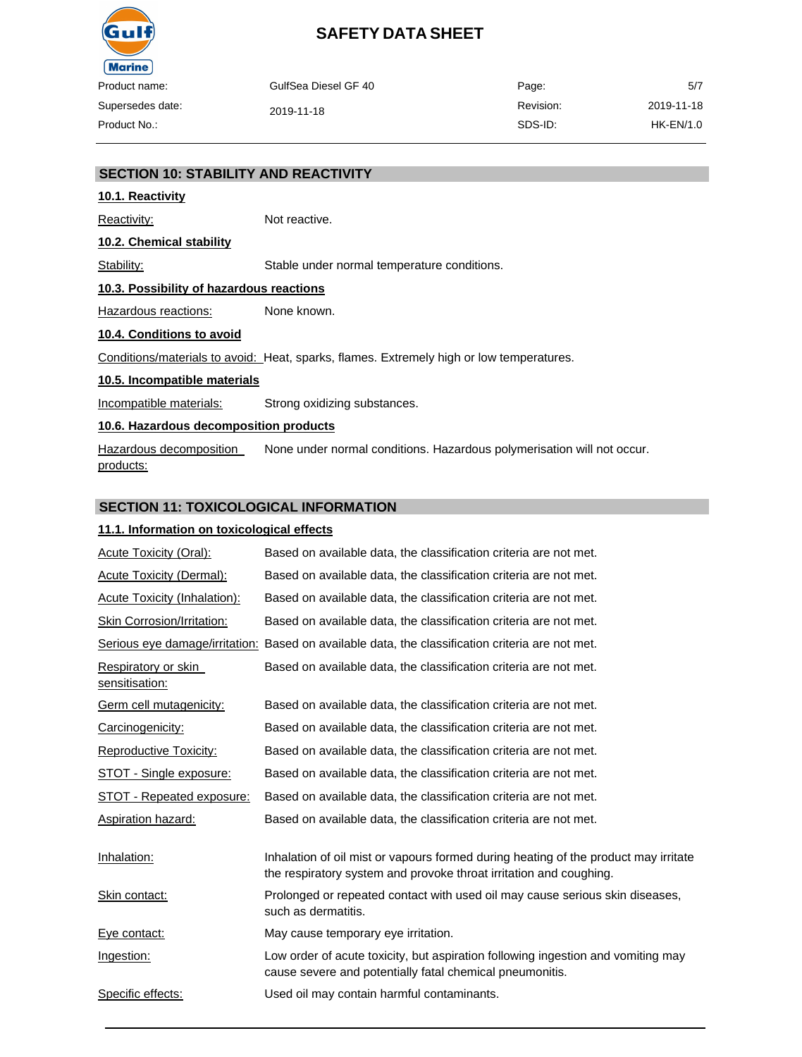## SECTION 10: STABILITY AND REACTIVITY

### 10.1. Reactivity

| | |
|---|---|
| Reactivity: | Not reactive. |

### 10.2. Chemical stability

| | |
|---|---|
| Stability: | Stable under normal temperature conditions. |

### 10.3. Possibility of hazardous reactions

| | |
|---|---|
| Hazardous reactions: | None known. |

### 10.4. Conditions to avoid

| | |
|---|---|
| Conditions/materials to avoid: | Heat, sparks, flames. Extremely high or low temperatures. |

### 10.5. Incompatible materials

| | |
|---|---|
| Incompatible materials: | Strong oxidizing substances. |

### 10.6. Hazardous decomposition products

| | |
|---|---|
| Hazardous decomposition products: | None under normal conditions. Hazardous polymerisation will not occur. |

## SECTION 11: TOXICOLOGICAL INFORMATION

### 11.1. Information on toxicological effects

| | |
|---|---|
| Acute Toxicity (Oral): | Based on available data, the classification criteria are not met. |
| Acute Toxicity (Dermal): | Based on available data, the classification criteria are not met. |
| Acute Toxicity (Inhalation): | Based on available data, the classification criteria are not met. |
| Skin Corrosion/Irritation: | Based on available data, the classification criteria are not met. |
| Serious eye damage/irritation: | Based on available data, the classification criteria are not met. |
| Respiratory or skin sensitisation: | Based on available data, the classification criteria are not met. |
| Germ cell mutagenicity: | Based on available data, the classification criteria are not met. |
| Carcinogenicity: | Based on available data, the classification criteria are not met. |
| Reproductive Toxicity: | Based on available data, the classification criteria are not met. |
| STOT - Single exposure: | Based on available data, the classification criteria are not met. |
| STOT - Repeated exposure: | Based on available data, the classification criteria are not met. |
| Aspiration hazard: | Based on available data, the classification criteria are not met. |

| | |
|---|---|
| Inhalation: | Inhalation of oil mist or vapours formed during heating of the product may irritate the respiratory system and provoke throat irritation and coughing. |
| Skin contact: | Prolonged or repeated contact with used oil may cause serious skin diseases, such as dermatitis. |
| Eye contact: | May cause temporary eye irritation. |
| Ingestion: | Low order of acute toxicity, but aspiration following ingestion and vomiting may cause severe and potentially fatal chemical pneumonitis. |
| Specific effects: | Used oil may contain harmful contaminants. |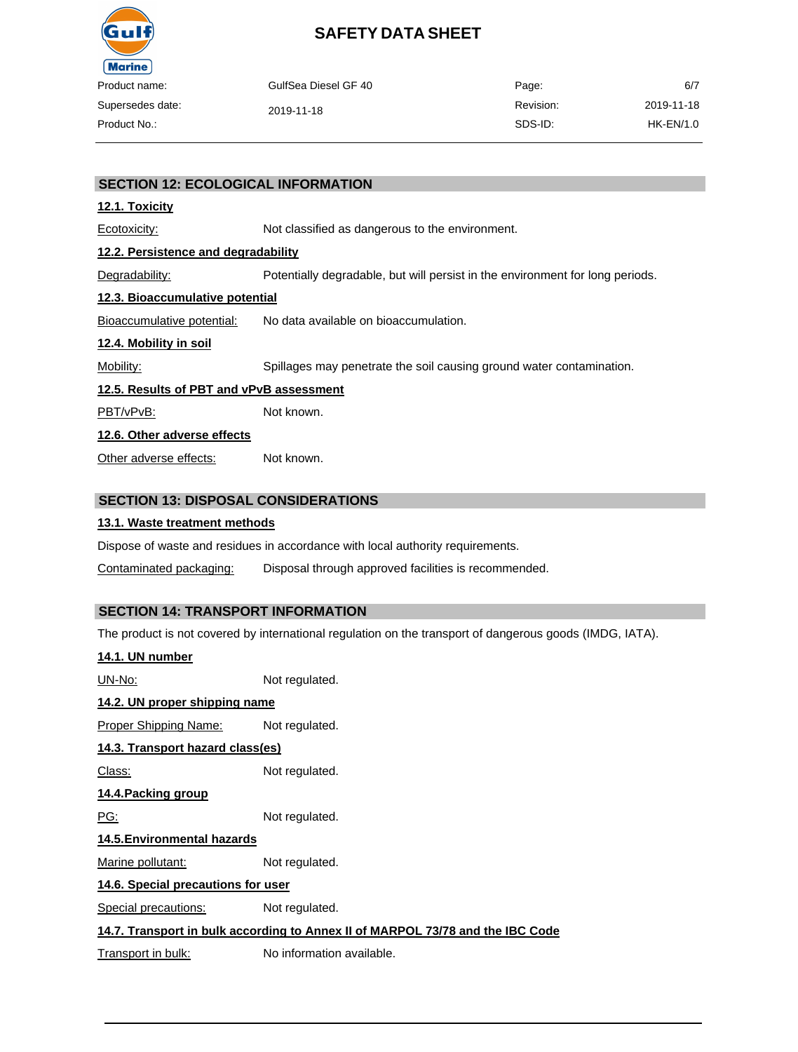## SECTION 12: ECOLOGICAL INFORMATION

### 12.1. Toxicity

Ecotoxicity: Not classified as dangerous to the environment.

### 12.2. Persistence and degradability

Degradability: Potentially degradable, but will persist in the environment for long periods.

### 12.3. Bioaccumulative potential

Bioaccumulative potential: No data available on bioaccumulation.

### 12.4. Mobility in soil

Mobility: Spillages may penetrate the soil causing ground water contamination.

### 12.5. Results of PBT and vPvB assessment

PBT/vPvB: Not known.

### 12.6. Other adverse effects

Other adverse effects: Not known.

## SECTION 13: DISPOSAL CONSIDERATIONS

### 13.1. Waste treatment methods

Dispose of waste and residues in accordance with local authority requirements.

Contaminated packaging: Disposal through approved facilities is recommended.

## SECTION 14: TRANSPORT INFORMATION

The product is not covered by international regulation on the transport of dangerous goods (IMDG, IATA).

### 14.1. UN number

UN-No: Not regulated.

### 14.2. UN proper shipping name

Proper Shipping Name: Not regulated.

### 14.3. Transport hazard class(es)

Class: Not regulated.

### 14.4.Packing group

PG: Not regulated.

### 14.5.Environmental hazards

Marine pollutant: Not regulated.

### 14.6. Special precautions for user

Special precautions: Not regulated.

### 14.7. Transport in bulk according to Annex II of MARPOL 73/78 and the IBC Code

Transport in bulk: No information available.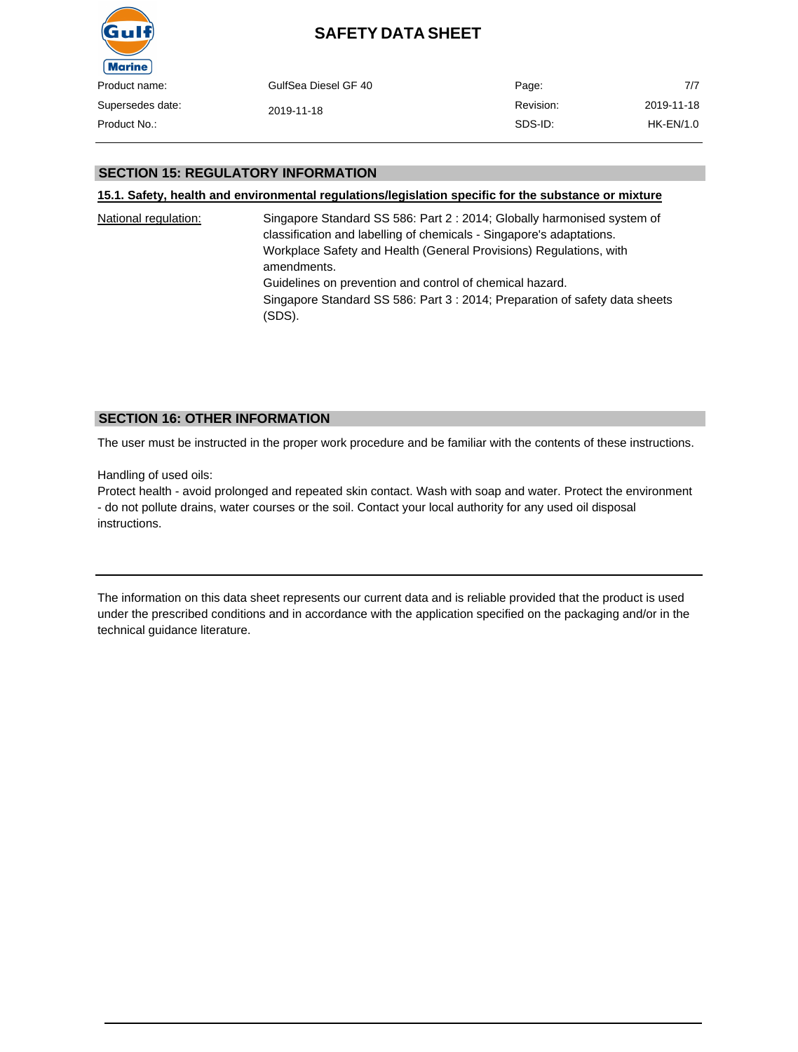## SECTION 15: REGULATORY INFORMATION

### 15.1. Safety, health and environmental regulations/legislation specific for the substance or mixture

National regulation: Singapore Standard SS 586: Part 2 : 2014; Globally harmonised system of classification and labelling of chemicals - Singapore's adaptations.
Workplace Safety and Health (General Provisions) Regulations, with amendments.
Guidelines on prevention and control of chemical hazard.
Singapore Standard SS 586: Part 3 : 2014; Preparation of safety data sheets (SDS).

## SECTION 16: OTHER INFORMATION

The user must be instructed in the proper work procedure and be familiar with the contents of these instructions.

Handling of used oils:
Protect health - avoid prolonged and repeated skin contact. Wash with soap and water. Protect the environment - do not pollute drains, water courses or the soil. Contact your local authority for any used oil disposal instructions.

---

The information on this data sheet represents our current data and is reliable provided that the product is used under the prescribed conditions and in accordance with the application specified on the packaging and/or in the technical guidance literature.